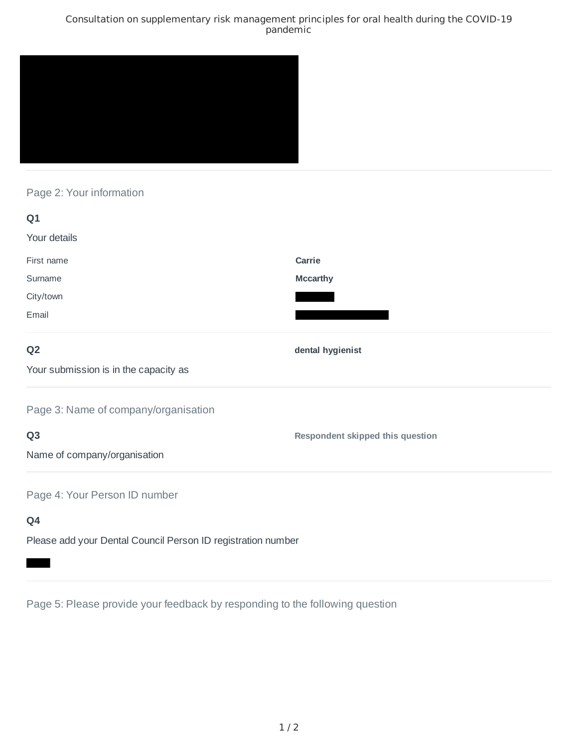# Consultation on supplementary risk management principles for oral health during the COVID-19 pandemic

## Page 2: Your information

**Q1**

Your details

| | |
|---|---|
| First name | **Carrie** |
| Surname | **Mccarthy** |
| City/town | |
| Email | |

**Q2**

Your submission is in the capacity as

**dental hygienist**

## Page 3: Name of company/organisation

**Q3**

Name of company/organisation

**Respondent skipped this question**

## Page 4: Your Person ID number

**Q4**

Please add your Dental Council Person ID registration number

## Page 5: Please provide your feedback by responding to the following question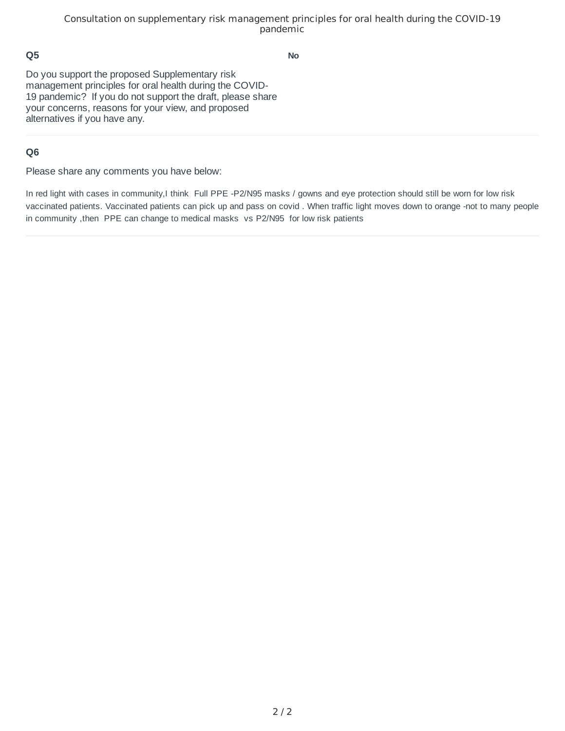## Q5

Do you support the proposed Supplementary risk management principles for oral health during the COVID-19 pandemic? If you do not support the draft, please share your concerns, reasons for your view, and proposed alternatives if you have any.

**No**

## Q6

Please share any comments you have below:

In red light with cases in community,I think Full PPE -P2/N95 masks / gowns and eye protection should still be worn for low risk vaccinated patients. Vaccinated patients can pick up and pass on covid . When traffic light moves down to orange -not to many people in community ,then PPE can change to medical masks vs P2/N95 for low risk patients